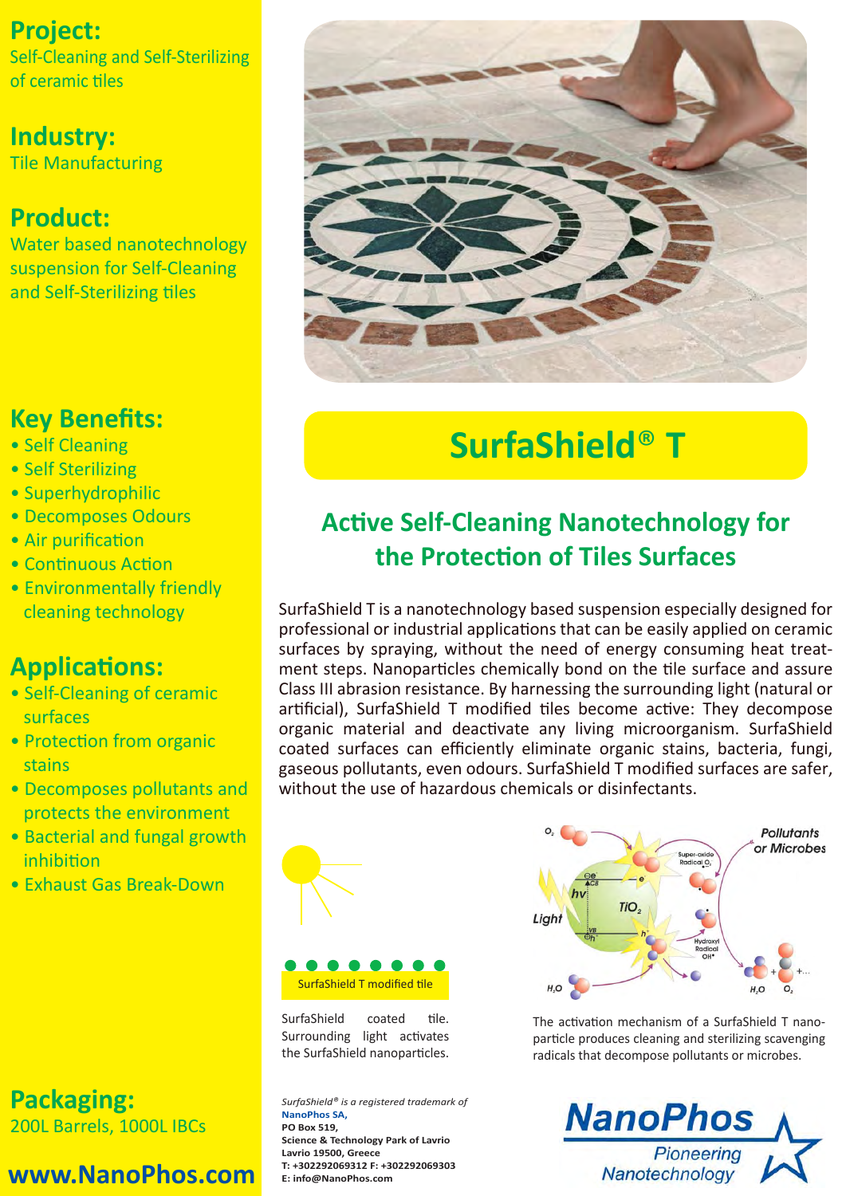## Project:

Self-Cleaning and Self-Sterilizing of ceramic tiles

## Industry:

Tile Manufacturing

## Product:

Water based nanotechnology suspension for Self-Cleaning and Self-Sterilizing tiles

## Key Benefits:

- Self Cleaning
- Self Sterilizing
- Superhydrophilic
- Decomposes Odours
- Air purification
- Continuous Action
- Environmentally friendly cleaning technology

## Applications:

- Self-Cleaning of ceramic surfaces
- Protection from organic stains
- Decomposes pollutants and protects the environment
- Bacterial and fungal growth inhibition
- Exhaust Gas Break-Down

## Packaging:

200L Barrels, 1000L IBCs

**www.NanoPhos.com**

# SurfaShield® T

## Active Self-Cleaning Nanotechnology for the Protection of Tiles Surfaces

SurfaShield T is a nanotechnology based suspension especially designed for professional or industrial applications that can be easily applied on ceramic surfaces by spraying, without the need of energy consuming heat treatment steps. Nanoparticles chemically bond on the tile surface and assure Class III abrasion resistance. By harnessing the surrounding light (natural or artificial), SurfaShield T modified tiles become active: They decompose organic material and deactivate any living microorganism. SurfaShield coated surfaces can efficiently eliminate organic stains, bacteria, fungi, gaseous pollutants, even odours. SurfaShield T modified surfaces are safer, without the use of hazardous chemicals or disinfectants.

SurfaShield T modified tile

SurfaShield coated tile. Surrounding light activates the SurfaShield nanoparticles.

The activation mechanism of a SurfaShield T nanoparticle produces cleaning and sterilizing scavenging radicals that decompose pollutants or microbes.

*SurfaShield® is a registered trademark of*
**NanoPhos SA,**
**PO Box 519,**
**Science & Technology Park of Lavrio**
**Lavrio 19500, Greece**
**T: +302292069312 F: +302292069303**
**E: info@NanoPhos.com**

NanoPhos
Pioneering Nanotechnology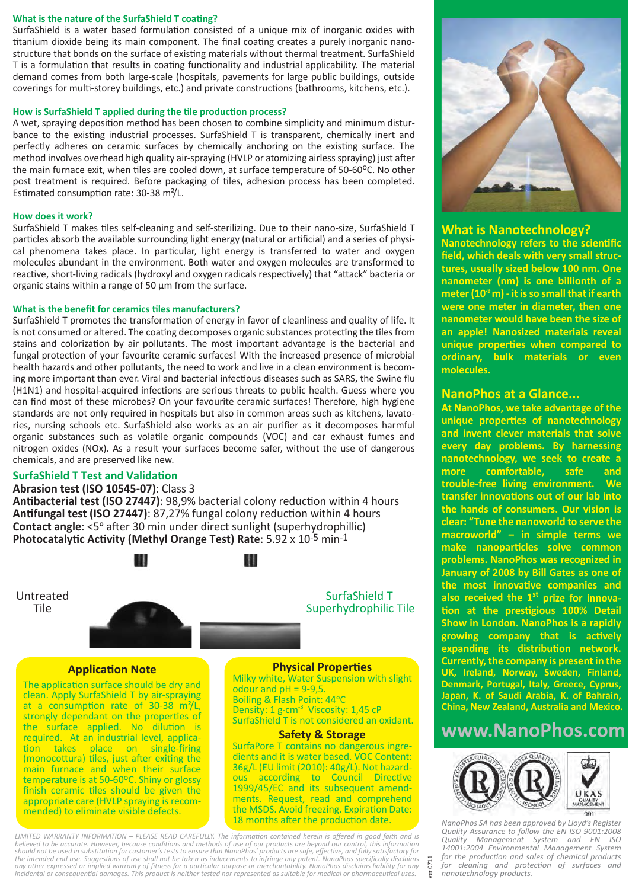## What is the nature of the SurfaShield T coating?

SurfaShield is a water based formulation consisted of a unique mix of inorganic oxides with titanium dioxide being its main component. The final coating creates a purely inorganic nano-structure that bonds on the surface of existing materials without thermal treatment. SurfaShield T is a formulation that results in coating functionality and industrial applicability. The material demand comes from both large-scale (hospitals, pavements for large public buildings, outside coverings for multi-storey buildings, etc.) and private constructions (bathrooms, kitchens, etc.).

## How is SurfaShield T applied during the tile production process?

A wet, spraying deposition method has been chosen to combine simplicity and minimum disturbance to the existing industrial processes. SurfaShield T is transparent, chemically inert and perfectly adheres on ceramic surfaces by chemically anchoring on the existing surface. The method involves overhead high quality air-spraying (HVLP or atomizing airless spraying) just after the main furnace exit, when tiles are cooled down, at surface temperature of 50-60$^oC$. No other post treatment is required. Before packaging of tiles, adhesion process has been completed. Estimated consumption rate: 30-38 m²/L.

## How does it work?

SurfaShield T makes tiles self-cleaning and self-sterilizing. Due to their nano-size, SurfaShield T particles absorb the available surrounding light energy (natural or artificial) and a series of physical phenomena takes place. In particular, light energy is transferred to water and oxygen molecules abundant in the environment. Both water and oxygen molecules are transformed to reactive, short-living radicals (hydroxyl and oxygen radicals respectively) that "attack" bacteria or organic stains within a range of 50 µm from the surface.

## What is the benefit for ceramics tiles manufacturers?

SurfaShield T promotes the transformation of energy in favor of cleanliness and quality of life. It is not consumed or altered. The coating decomposes organic substances protecting the tiles from stains and colorization by air pollutants. The most important advantage is the bacterial and fungal protection of your favourite ceramic surfaces! With the increased presence of microbial health hazards and other pollutants, the need to work and live in a clean environment is becoming more important than ever. Viral and bacterial infectious diseases such as SARS, the Swine flu (H1N1) and hospital-acquired infections are serious threats to public health. Guess where you can find most of these microbes? On your favourite ceramic surfaces! Therefore, high hygiene standards are not only required in hospitals but also in common areas such as kitchens, lavatories, nursing schools etc. SurfaShield also works as an air purifier as it decomposes harmful organic substances such as volatile organic compounds (VOC) and car exhaust fumes and nitrogen oxides (NOx). As a result your surfaces become safer, without the use of dangerous chemicals, and are preserved like new.

## SurfaShield T Test and Validation

**Abrasion test (ISO 10545-07)**: Class 3
**Antibacterial test (ISO 27447)**: 98,9% bacterial colony reduction within 4 hours
**Antifungal test (ISO 27447)**: 87,27% fungal colony reduction within 4 hours
**Contact angle**: <5° after 30 min under direct sunlight (superhydrophillic)
**Photocatalytic Activity (Methyl Orange Test) Rate**: 5.92 x $10^{-5}$ $min^{-1}$

Untreated Tile

SurfaShield T Superhydrophilic Tile

### Application Note

The application surface should be dry and clean. Apply SurfaShield T by air-spraying at a consumption rate of 30-38 m²/L, strongly dependant on the properties of the surface applied. No dilution is required. At an industrial level, application takes place on single-firing (monocottura) tiles, just after exiting the main furnace and when their surface temperature is at 50-60$^oC$. Shiny or glossy finish ceramic tiles should be given the appropriate care (HVLP spraying is recommended) to eliminate visible defects.

### Physical Properties

Milky white, Water Suspension with slight odour and pH = 9-9,5.
Boiling & Flash Point: 44ºC
Density: 1 $g{\cdot}cm^{-3}$ Viscosity: 1,45 cP
SurfaShield T is not considered an oxidant.

### Safety & Storage

SurfaPore T contains no dangerous ingredients and it is water based. VOC Content: 36g/L (EU limit (2010): 40g/L). Not hazardous according to Council Directive 1999/45/EC and its subsequent amendments. Request, read and comprehend the MSDS. Avoid freezing. Expiration Date: 18 months after the production date.

## What is Nanotechnology?

**Nanotechnology refers to the scientific field, which deals with very small structures, usually sized below 100 nm. One nanometer (nm) is one billionth of a meter ($10^{-9}$ m) - it is so small that if earth were one meter in diameter, then one nanometer would have been the size of an apple! Nanosized materials reveal unique properties when compared to ordinary, bulk materials or even molecules.**

## NanoPhos at a Glance...

**At NanoPhos, we take advantage of the unique properties of nanotechnology and invent clever materials that solve every day problems. By harnessing nanotechnology, we seek to create a more comfortable, safe and trouble-free living environment. We transfer innovations out of our lab into the hands of consumers. Our vision is clear: "Tune the nanoworld to serve the macroworld" – in simple terms we make nanoparticles solve common problems. NanoPhos was recognized in January of 2008 by Bill Gates as one of the most innovative companies and also received the 1st prize for innovation at the prestigious 100% Detail Show in London. NanoPhos is a rapidly growing company that is actively expanding its distribution network. Currently, the company is present in the UK, Ireland, Norway, Sweden, Finland, Denmark, Portugal, Italy, Greece, Cyprus, Japan, K. of Saudi Arabia, K. of Bahrain, China, New Zealand, Australia and Mexico.**

## www.NanoPhos.com

*NanoPhos SA has been approved by Lloyd's Register Quality Assurance to follow the EN ISO 9001:2008 Quality Management System and EN ISO 14001:2004 Environmental Management System for the production and sales of chemical products for cleaning and protection of surfaces and nanotechnology products.*

*LIMITED WARRANTY INFORMATION – PLEASE READ CAREFULLY. The information contained herein is offered in good faith and is believed to be accurate. However, because conditions and methods of use of our products are beyond our control, this information should not be used in substitution for customer's tests to ensure that NanoPhos' products are safe, effective, and fully satisfactory for the intended end use. Suggestions of use shall not be taken as inducements to infringe any patent. NanoPhos specifically disclaims any other expressed or implied warranty of fitness for a particular purpose or merchantability. NanoPhos disclaims liability for any incidental or consequential damages. This product is neither tested nor represented as suitable for medical or pharmaceutical uses.*

ver 0711